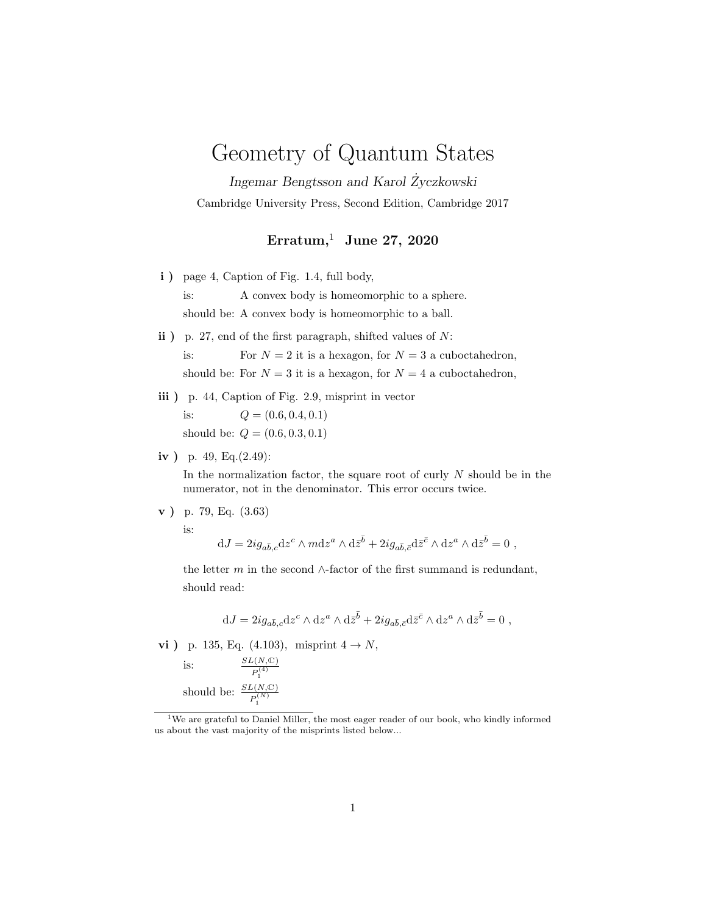# Geometry of Quantum States

*Ingemar Bengtsson and Karol Życzkowski*

Cambridge University Press, Second Edition, Cambridge 2017

## Erratum,[1] June 27, 2020

**i )** page 4, Caption of Fig. 1.4, full body,

is: A convex body is homeomorphic to a sphere.

should be: A convex body is homeomorphic to a ball.

**ii )** p. 27, end of the first paragraph, shifted values of $N$:

is: For $N = 2$ it is a hexagon, for $N = 3$ a cuboctahedron,

should be: For $N = 3$ it is a hexagon, for $N = 4$ a cuboctahedron,

**iii )** p. 44, Caption of Fig. 2.9, misprint in vector

is: $Q = (0.6, 0.4, 0.1)$

should be: $Q = (0.6, 0.3, 0.1)$

**iv )** p. 49, Eq.(2.49):

In the normalization factor, the square root of curly $N$ should be in the numerator, not in the denominator. This error occurs twice.

**v )** p. 79, Eq. (3.63)

is:

$$\mathrm{d}J = 2ig_{a\bar{b},c}\mathrm{d}z^c \wedge m\mathrm{d}z^a \wedge \mathrm{d}\bar{z}^{\bar{b}} + 2ig_{a\bar{b},\bar{c}}\mathrm{d}\bar{z}^{\bar{c}} \wedge \mathrm{d}z^a \wedge \mathrm{d}\bar{z}^{\bar{b}} = 0 \ ,$$

the letter $m$ in the second $\wedge$-factor of the first summand is redundant, should read:

$$\mathrm{d}J = 2ig_{a\bar{b},c}\mathrm{d}z^c \wedge \mathrm{d}z^a \wedge \mathrm{d}\bar{z}^{\bar{b}} + 2ig_{a\bar{b},\bar{c}}\mathrm{d}\bar{z}^{\bar{c}} \wedge \mathrm{d}z^a \wedge \mathrm{d}\bar{z}^{\bar{b}} = 0 \ ,$$

**vi )** p. 135, Eq. (4.103), misprint $4 \to N$,

is: $\frac{SL(N,\mathbb{C})}{P_1^{(4)}}$

should be: $\frac{SL(N,\mathbb{C})}{P_1^{(N)}}$

---

[1] We are grateful to Daniel Miller, the most eager reader of our book, who kindly informed us about the vast majority of the misprints listed below...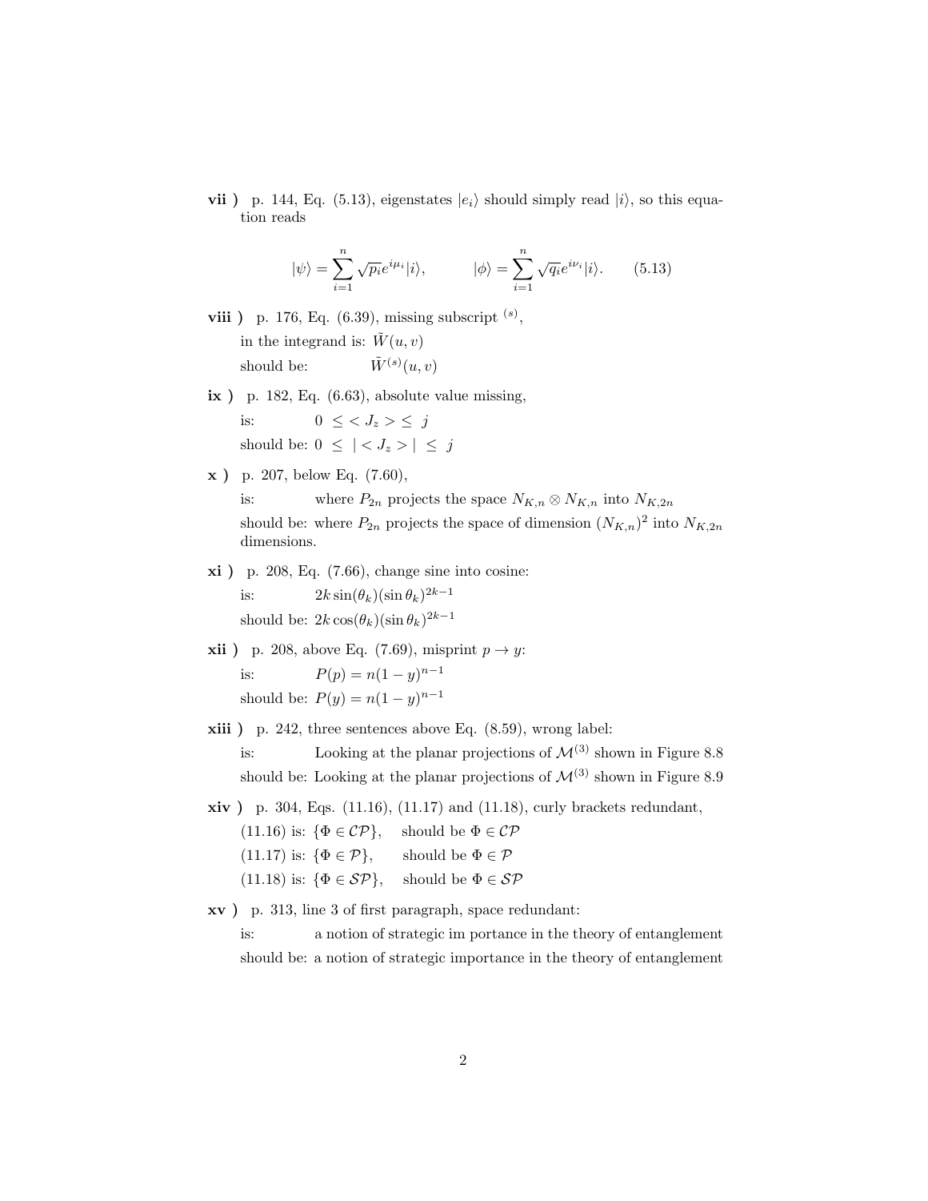**vii )** p. 144, Eq. (5.13), eigenstates $|e_i\rangle$ should simply read $|i\rangle$, so this equation reads

$$|\psi\rangle = \sum_{i=1}^{n} \sqrt{p_i} e^{i\mu_i} |i\rangle, \qquad |\phi\rangle = \sum_{i=1}^{n} \sqrt{q_i} e^{i\nu_i} |i\rangle. \qquad (5.13)$$

**viii )** p. 176, Eq. (6.39), missing subscript $^{(s)}$,

in the integrand is: $\tilde{W}(u, v)$

should be: $\tilde{W}^{(s)}(u, v)$

**ix )** p. 182, Eq. (6.63), absolute value missing,

is: $0 \ \leq < J_z > \leq \ j$

should be: $0 \ \leq \ | < J_z > | \ \leq \ j$

**x )** p. 207, below Eq. (7.60),

is: where $P_{2n}$ projects the space $N_{K,n} \otimes N_{K,n}$ into $N_{K,2n}$

should be: where $P_{2n}$ projects the space of dimension $(N_{K,n})^2$ into $N_{K,2n}$ dimensions.

**xi )** p. 208, Eq. (7.66), change sine into cosine:

is: $2k \sin(\theta_k)(\sin\theta_k)^{2k-1}$

should be: $2k \cos(\theta_k)(\sin\theta_k)^{2k-1}$

**xii )** p. 208, above Eq. (7.69), misprint $p \to y$:

is: $P(p) = n(1-y)^{n-1}$

should be: $P(y) = n(1-y)^{n-1}$

**xiii )** p. 242, three sentences above Eq. (8.59), wrong label:

is: Looking at the planar projections of $\mathcal{M}^{(3)}$ shown in Figure 8.8

should be: Looking at the planar projections of $\mathcal{M}^{(3)}$ shown in Figure 8.9

**xiv )** p. 304, Eqs. (11.16), (11.17) and (11.18), curly brackets redundant,

(11.16) is: $\{\Phi \in \mathcal{CP}\}$, should be $\Phi \in \mathcal{CP}$

(11.17) is: $\{\Phi \in \mathcal{P}\}$, should be $\Phi \in \mathcal{P}$

(11.18) is: $\{\Phi \in \mathcal{SP}\}$, should be $\Phi \in \mathcal{SP}$

**xv )** p. 313, line 3 of first paragraph, space redundant:

is: a notion of strategic im portance in the theory of entanglement

should be: a notion of strategic importance in the theory of entanglement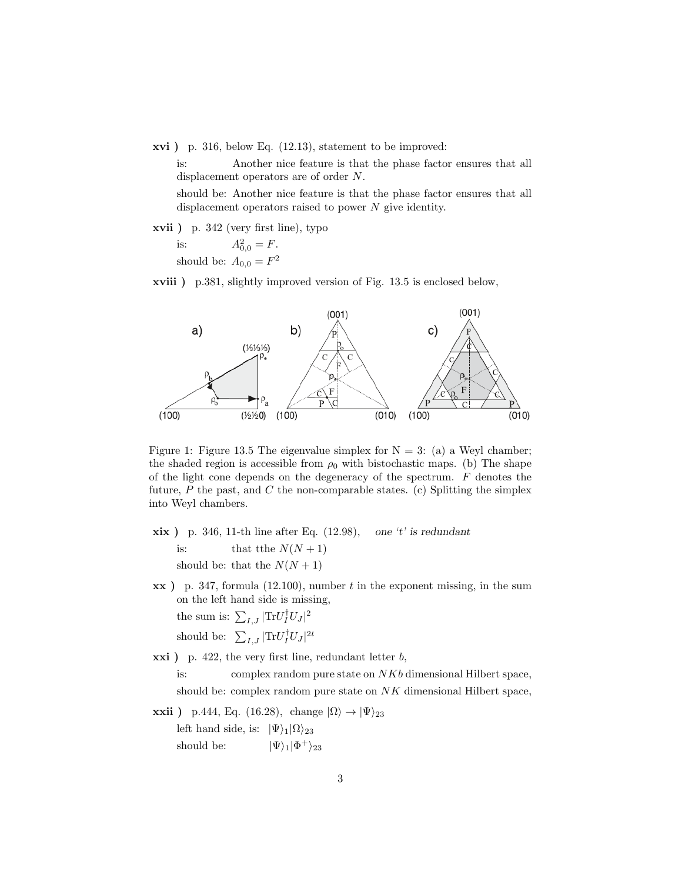**xvi )** p. 316, below Eq. (12.13), statement to be improved:

is: Another nice feature is that the phase factor ensures that all displacement operators are of order $N$.

should be: Another nice feature is that the phase factor ensures that all displacement operators raised to power $N$ give identity.

**xvii )** p. 342 (very first line), typo

is: $A^2_{0,0} = F$.

should be: $A_{0,0} = F^2$

**xviii )** p.381, slightly improved version of Fig. 13.5 is enclosed below,

Figure 1: Figure 13.5 The eigenvalue simplex for N = 3: (a) a Weyl chamber; the shaded region is accessible from $\rho_0$ with bistochastic maps. (b) The shape of the light cone depends on the degeneracy of the spectrum. $F$ denotes the future, $P$ the past, and $C$ the non-comparable states. (c) Splitting the simplex into Weyl chambers.

**xix )** p. 346, 11-th line after Eq. (12.98), *one 't' is redundant*

is: that tthe $N(N+1)$

should be: that the $N(N+1)$

**xx )** p. 347, formula (12.100), number $t$ in the exponent missing, in the sum on the left hand side is missing,

the sum is: $\sum_{I,J} |\text{Tr} U_I^\dagger U_J|^2$

should be: $\sum_{I,J} |\text{Tr} U_I^\dagger U_J|^{2t}$

**xxi )** p. 422, the very first line, redundant letter $b$,

is: complex random pure state on $NKb$ dimensional Hilbert space,

should be: complex random pure state on $NK$ dimensional Hilbert space,

**xxii )** p.444, Eq. (16.28), change $|\Omega\rangle \to |\Psi\rangle_{23}$

left hand side, is: $|\Psi\rangle_1 |\Omega\rangle_{23}$

should be: $|\Psi\rangle_1 |\Phi^+\rangle_{23}$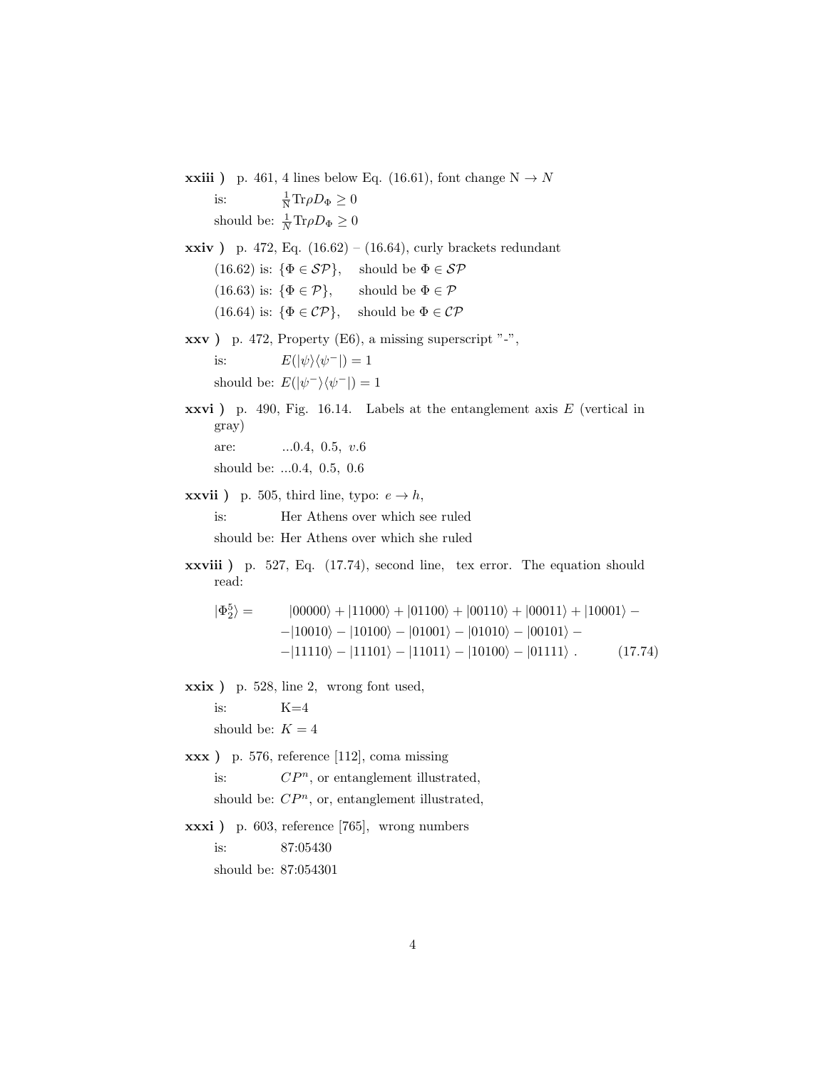**xxiii )** p. 461, 4 lines below Eq. (16.61), font change $\mathrm{N} \to N$

is: $\frac{1}{\mathrm{N}}\mathrm{Tr}\rho D_\Phi \geq 0$

should be: $\frac{1}{N}\mathrm{Tr}\rho D_\Phi \geq 0$

**xxiv )** p. 472, Eq. (16.62) – (16.64), curly brackets redundant

(16.62) is: $\{\Phi \in \mathcal{SP}\}$, should be $\Phi \in \mathcal{SP}$

(16.63) is: $\{\Phi \in \mathcal{P}\}$, should be $\Phi \in \mathcal{P}$

(16.64) is: $\{\Phi \in \mathcal{CP}\}$, should be $\Phi \in \mathcal{CP}$

**xxv )** p. 472, Property (E6), a missing superscript "-",

is: $E(|\psi\rangle\langle\psi^-|) = 1$

should be: $E(|\psi^-\rangle\langle\psi^-|) = 1$

**xxvi )** p. 490, Fig. 16.14. Labels at the entanglement axis $E$ (vertical in gray)

are: ...0.4, 0.5, $v$.6

should be: ...0.4, 0.5, 0.6

**xxvii )** p. 505, third line, typo: $e \to h$,

is: Her Athens over which see ruled

should be: Her Athens over which she ruled

**xxviii )** p. 527, Eq. (17.74), second line, tex error. The equation should read:

$$
\begin{aligned}
|\Phi_2^5\rangle = \quad & |00000\rangle + |11000\rangle + |01100\rangle + |00110\rangle + |00011\rangle + |10001\rangle - \\
& -|10010\rangle - |10100\rangle - |01001\rangle - |01010\rangle - |00101\rangle - \\
& -|11110\rangle - |11101\rangle - |11011\rangle - |10100\rangle - |01111\rangle \, . \qquad (17.74)
\end{aligned}
$$

**xxix )** p. 528, line 2, wrong font used,

is: K=4

should be: $K = 4$

**xxx )** p. 576, reference [112], coma missing

is: $CP^n$, or entanglement illustrated,

should be: $CP^n$, or, entanglement illustrated,

**xxxi )** p. 603, reference [765], wrong numbers

is: 87:05430

should be: 87:054301